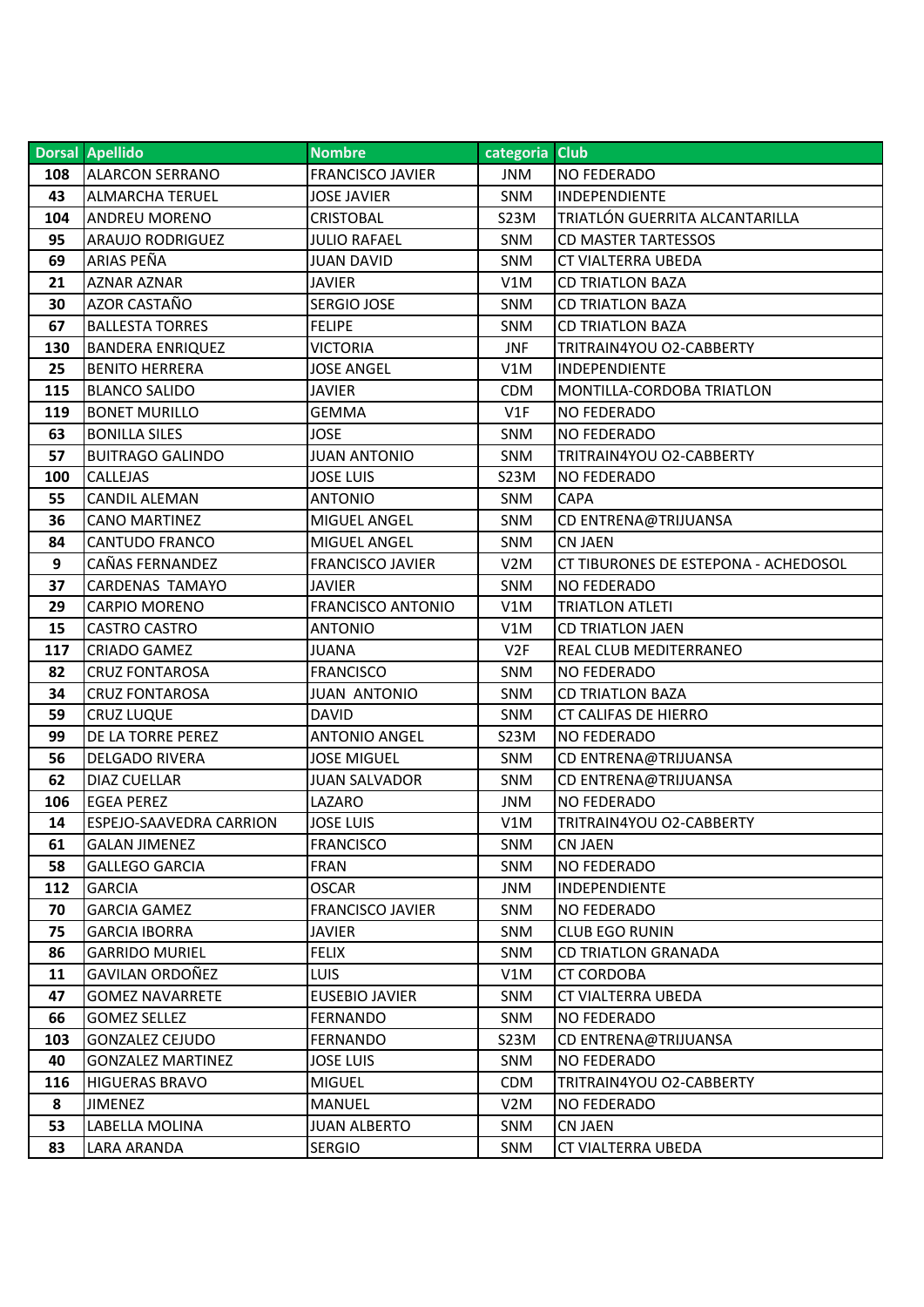| Dorsal | Apellido | Nombre | categoria | Club |
|---|---|---|---|---|
| 108 | ALARCON SERRANO | FRANCISCO JAVIER | JNM | NO FEDERADO |
| 43 | ALMARCHA TERUEL | JOSE JAVIER | SNM | INDEPENDIENTE |
| 104 | ANDREU MORENO | CRISTOBAL | S23M | TRIATLÓN GUERRITA ALCANTARILLA |
| 95 | ARAUJO RODRIGUEZ | JULIO RAFAEL | SNM | CD MASTER TARTESSOS |
| 69 | ARIAS PEÑA | JUAN DAVID | SNM | CT VIALTERRA UBEDA |
| 21 | AZNAR AZNAR | JAVIER | V1M | CD TRIATLON BAZA |
| 30 | AZOR CASTAÑO | SERGIO JOSE | SNM | CD TRIATLON BAZA |
| 67 | BALLESTA TORRES | FELIPE | SNM | CD TRIATLON BAZA |
| 130 | BANDERA ENRIQUEZ | VICTORIA | JNF | TRITRAIN4YOU O2-CABBERTY |
| 25 | BENITO HERRERA | JOSE ANGEL | V1M | INDEPENDIENTE |
| 115 | BLANCO SALIDO | JAVIER | CDM | MONTILLA-CORDOBA TRIATLON |
| 119 | BONET MURILLO | GEMMA | V1F | NO FEDERADO |
| 63 | BONILLA SILES | JOSE | SNM | NO FEDERADO |
| 57 | BUITRAGO GALINDO | JUAN ANTONIO | SNM | TRITRAIN4YOU O2-CABBERTY |
| 100 | CALLEJAS | JOSE LUIS | S23M | NO FEDERADO |
| 55 | CANDIL ALEMAN | ANTONIO | SNM | CAPA |
| 36 | CANO MARTINEZ | MIGUEL ANGEL | SNM | CD ENTRENA@TRIJUANSA |
| 84 | CANTUDO FRANCO | MIGUEL ANGEL | SNM | CN JAEN |
| 9 | CAÑAS FERNANDEZ | FRANCISCO JAVIER | V2M | CT TIBURONES DE ESTEPONA - ACHEDOSOL |
| 37 | CARDENAS TAMAYO | JAVIER | SNM | NO FEDERADO |
| 29 | CARPIO MORENO | FRANCISCO ANTONIO | V1M | TRIATLON ATLETI |
| 15 | CASTRO CASTRO | ANTONIO | V1M | CD TRIATLON JAEN |
| 117 | CRIADO GAMEZ | JUANA | V2F | REAL CLUB MEDITERRANEO |
| 82 | CRUZ FONTAROSA | FRANCISCO | SNM | NO FEDERADO |
| 34 | CRUZ FONTAROSA | JUAN ANTONIO | SNM | CD TRIATLON BAZA |
| 59 | CRUZ LUQUE | DAVID | SNM | CT CALIFAS DE HIERRO |
| 99 | DE LA TORRE PEREZ | ANTONIO ANGEL | S23M | NO FEDERADO |
| 56 | DELGADO RIVERA | JOSE MIGUEL | SNM | CD ENTRENA@TRIJUANSA |
| 62 | DIAZ CUELLAR | JUAN SALVADOR | SNM | CD ENTRENA@TRIJUANSA |
| 106 | EGEA PEREZ | LAZARO | JNM | NO FEDERADO |
| 14 | ESPEJO-SAAVEDRA CARRION | JOSE LUIS | V1M | TRITRAIN4YOU O2-CABBERTY |
| 61 | GALAN JIMENEZ | FRANCISCO | SNM | CN JAEN |
| 58 | GALLEGO GARCIA | FRAN | SNM | NO FEDERADO |
| 112 | GARCIA | OSCAR | JNM | INDEPENDIENTE |
| 70 | GARCIA GAMEZ | FRANCISCO JAVIER | SNM | NO FEDERADO |
| 75 | GARCIA IBORRA | JAVIER | SNM | CLUB EGO RUNIN |
| 86 | GARRIDO MURIEL | FELIX | SNM | CD TRIATLON GRANADA |
| 11 | GAVILAN ORDOÑEZ | LUIS | V1M | CT CORDOBA |
| 47 | GOMEZ NAVARRETE | EUSEBIO JAVIER | SNM | CT VIALTERRA UBEDA |
| 66 | GOMEZ SELLEZ | FERNANDO | SNM | NO FEDERADO |
| 103 | GONZALEZ CEJUDO | FERNANDO | S23M | CD ENTRENA@TRIJUANSA |
| 40 | GONZALEZ MARTINEZ | JOSE LUIS | SNM | NO FEDERADO |
| 116 | HIGUERAS BRAVO | MIGUEL | CDM | TRITRAIN4YOU O2-CABBERTY |
| 8 | JIMENEZ | MANUEL | V2M | NO FEDERADO |
| 53 | LABELLA MOLINA | JUAN ALBERTO | SNM | CN JAEN |
| 83 | LARA ARANDA | SERGIO | SNM | CT VIALTERRA UBEDA |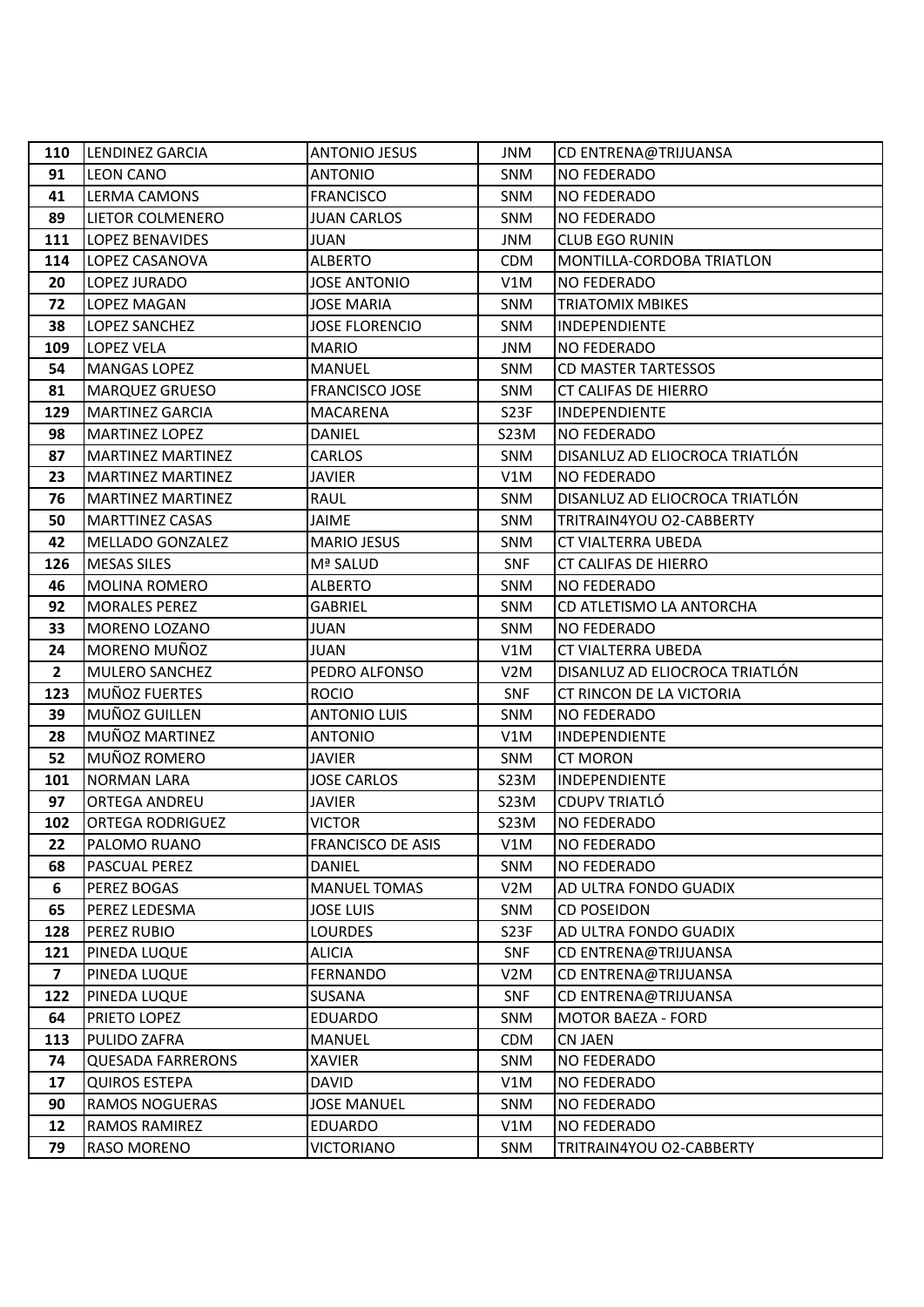| 110 | LENDINEZ GARCIA | ANTONIO JESUS | JNM | CD ENTRENA@TRIJUANSA |
|---|---|---|---|---|
| 91 | LEON CANO | ANTONIO | SNM | NO FEDERADO |
| 41 | LERMA CAMONS | FRANCISCO | SNM | NO FEDERADO |
| 89 | LIETOR COLMENERO | JUAN CARLOS | SNM | NO FEDERADO |
| 111 | LOPEZ BENAVIDES | JUAN | JNM | CLUB EGO RUNIN |
| 114 | LOPEZ CASANOVA | ALBERTO | CDM | MONTILLA-CORDOBA TRIATLON |
| 20 | LOPEZ JURADO | JOSE ANTONIO | V1M | NO FEDERADO |
| 72 | LOPEZ MAGAN | JOSE MARIA | SNM | TRIATOMIX MBIKES |
| 38 | LOPEZ SANCHEZ | JOSE FLORENCIO | SNM | INDEPENDIENTE |
| 109 | LOPEZ VELA | MARIO | JNM | NO FEDERADO |
| 54 | MANGAS LOPEZ | MANUEL | SNM | CD MASTER TARTESSOS |
| 81 | MARQUEZ GRUESO | FRANCISCO JOSE | SNM | CT CALIFAS DE HIERRO |
| 129 | MARTINEZ GARCIA | MACARENA | S23F | INDEPENDIENTE |
| 98 | MARTINEZ LOPEZ | DANIEL | S23M | NO FEDERADO |
| 87 | MARTINEZ MARTINEZ | CARLOS | SNM | DISANLUZ AD ELIOCROCA TRIATLÓN |
| 23 | MARTINEZ MARTINEZ | JAVIER | V1M | NO FEDERADO |
| 76 | MARTINEZ MARTINEZ | RAUL | SNM | DISANLUZ AD ELIOCROCA TRIATLÓN |
| 50 | MARTTINEZ CASAS | JAIME | SNM | TRITRAIN4YOU O2-CABBERTY |
| 42 | MELLADO GONZALEZ | MARIO JESUS | SNM | CT VIALTERRA UBEDA |
| 126 | MESAS SILES | Mª SALUD | SNF | CT CALIFAS DE HIERRO |
| 46 | MOLINA ROMERO | ALBERTO | SNM | NO FEDERADO |
| 92 | MORALES PEREZ | GABRIEL | SNM | CD ATLETISMO LA ANTORCHA |
| 33 | MORENO LOZANO | JUAN | SNM | NO FEDERADO |
| 24 | MORENO MUÑOZ | JUAN | V1M | CT VIALTERRA UBEDA |
| 2 | MULERO SANCHEZ | PEDRO ALFONSO | V2M | DISANLUZ AD ELIOCROCA TRIATLÓN |
| 123 | MUÑOZ FUERTES | ROCIO | SNF | CT RINCON DE LA VICTORIA |
| 39 | MUÑOZ GUILLEN | ANTONIO LUIS | SNM | NO FEDERADO |
| 28 | MUÑOZ MARTINEZ | ANTONIO | V1M | INDEPENDIENTE |
| 52 | MUÑOZ ROMERO | JAVIER | SNM | CT MORON |
| 101 | NORMAN LARA | JOSE CARLOS | S23M | INDEPENDIENTE |
| 97 | ORTEGA ANDREU | JAVIER | S23M | CDUPV TRIATLÓ |
| 102 | ORTEGA RODRIGUEZ | VICTOR | S23M | NO FEDERADO |
| 22 | PALOMO RUANO | FRANCISCO DE ASIS | V1M | NO FEDERADO |
| 68 | PASCUAL PEREZ | DANIEL | SNM | NO FEDERADO |
| 6 | PEREZ BOGAS | MANUEL TOMAS | V2M | AD ULTRA FONDO GUADIX |
| 65 | PEREZ LEDESMA | JOSE LUIS | SNM | CD POSEIDON |
| 128 | PEREZ RUBIO | LOURDES | S23F | AD ULTRA FONDO GUADIX |
| 121 | PINEDA LUQUE | ALICIA | SNF | CD ENTRENA@TRIJUANSA |
| 7 | PINEDA LUQUE | FERNANDO | V2M | CD ENTRENA@TRIJUANSA |
| 122 | PINEDA LUQUE | SUSANA | SNF | CD ENTRENA@TRIJUANSA |
| 64 | PRIETO LOPEZ | EDUARDO | SNM | MOTOR BAEZA - FORD |
| 113 | PULIDO ZAFRA | MANUEL | CDM | CN JAEN |
| 74 | QUESADA FARRERONS | XAVIER | SNM | NO FEDERADO |
| 17 | QUIROS ESTEPA | DAVID | V1M | NO FEDERADO |
| 90 | RAMOS NOGUERAS | JOSE MANUEL | SNM | NO FEDERADO |
| 12 | RAMOS RAMIREZ | EDUARDO | V1M | NO FEDERADO |
| 79 | RASO MORENO | VICTORIANO | SNM | TRITRAIN4YOU O2-CABBERTY |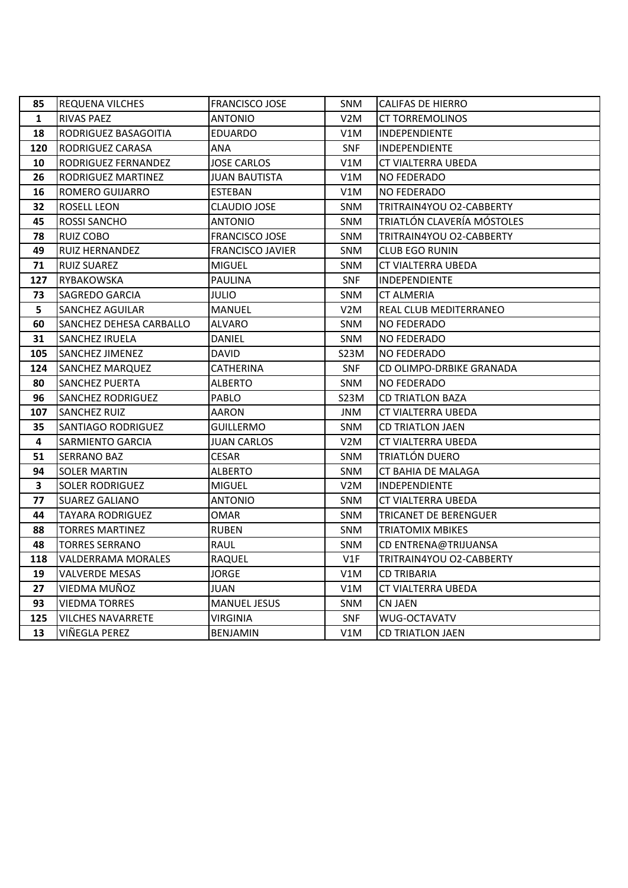| | | | | |
|---|---|---|---|---|
| **85** | REQUENA VILCHES | FRANCISCO JOSE | SNM | CALIFAS DE HIERRO |
| **1** | RIVAS PAEZ | ANTONIO | V2M | CT TORREMOLINOS |
| **18** | RODRIGUEZ BASAGOITIA | EDUARDO | V1M | INDEPENDIENTE |
| **120** | RODRIGUEZ CARASA | ANA | SNF | INDEPENDIENTE |
| **10** | RODRIGUEZ FERNANDEZ | JOSE CARLOS | V1M | CT VIALTERRA UBEDA |
| **26** | RODRIGUEZ MARTINEZ | JUAN BAUTISTA | V1M | NO FEDERADO |
| **16** | ROMERO GUIJARRO | ESTEBAN | V1M | NO FEDERADO |
| **32** | ROSELL LEON | CLAUDIO JOSE | SNM | TRITRAIN4YOU O2-CABBERTY |
| **45** | ROSSI SANCHO | ANTONIO | SNM | TRIATLÓN CLAVERÍA MÓSTOLES |
| **78** | RUIZ COBO | FRANCISCO JOSE | SNM | TRITRAIN4YOU O2-CABBERTY |
| **49** | RUIZ HERNANDEZ | FRANCISCO JAVIER | SNM | CLUB EGO RUNIN |
| **71** | RUIZ SUAREZ | MIGUEL | SNM | CT VIALTERRA UBEDA |
| **127** | RYBAKOWSKA | PAULINA | SNF | INDEPENDIENTE |
| **73** | SAGREDO GARCIA | JULIO | SNM | CT ALMERIA |
| **5** | SANCHEZ AGUILAR | MANUEL | V2M | REAL CLUB MEDITERRANEO |
| **60** | SANCHEZ DEHESA CARBALLO | ALVARO | SNM | NO FEDERADO |
| **31** | SANCHEZ IRUELA | DANIEL | SNM | NO FEDERADO |
| **105** | SANCHEZ JIMENEZ | DAVID | S23M | NO FEDERADO |
| **124** | SANCHEZ MARQUEZ | CATHERINA | SNF | CD OLIMPO-DRBIKE GRANADA |
| **80** | SANCHEZ PUERTA | ALBERTO | SNM | NO FEDERADO |
| **96** | SANCHEZ RODRIGUEZ | PABLO | S23M | CD TRIATLON BAZA |
| **107** | SANCHEZ RUIZ | AARON | JNM | CT VIALTERRA UBEDA |
| **35** | SANTIAGO RODRIGUEZ | GUILLERMO | SNM | CD TRIATLON JAEN |
| **4** | SARMIENTO GARCIA | JUAN CARLOS | V2M | CT VIALTERRA UBEDA |
| **51** | SERRANO BAZ | CESAR | SNM | TRIATLÓN DUERO |
| **94** | SOLER MARTIN | ALBERTO | SNM | CT BAHIA DE MALAGA |
| **3** | SOLER RODRIGUEZ | MIGUEL | V2M | INDEPENDIENTE |
| **77** | SUAREZ GALIANO | ANTONIO | SNM | CT VIALTERRA UBEDA |
| **44** | TAYARA RODRIGUEZ | OMAR | SNM | TRICANET DE BERENGUER |
| **88** | TORRES MARTINEZ | RUBEN | SNM | TRIATOMIX MBIKES |
| **48** | TORRES SERRANO | RAUL | SNM | CD ENTRENA@TRIJUANSA |
| **118** | VALDERRAMA MORALES | RAQUEL | V1F | TRITRAIN4YOU O2-CABBERTY |
| **19** | VALVERDE MESAS | JORGE | V1M | CD TRIBARIA |
| **27** | VIEDMA MUÑOZ | JUAN | V1M | CT VIALTERRA UBEDA |
| **93** | VIEDMA TORRES | MANUEL JESUS | SNM | CN JAEN |
| **125** | VILCHES NAVARRETE | VIRGINIA | SNF | WUG-OCTAVATV |
| **13** | VIÑEGLA PEREZ | BENJAMIN | V1M | CD TRIATLON JAEN |